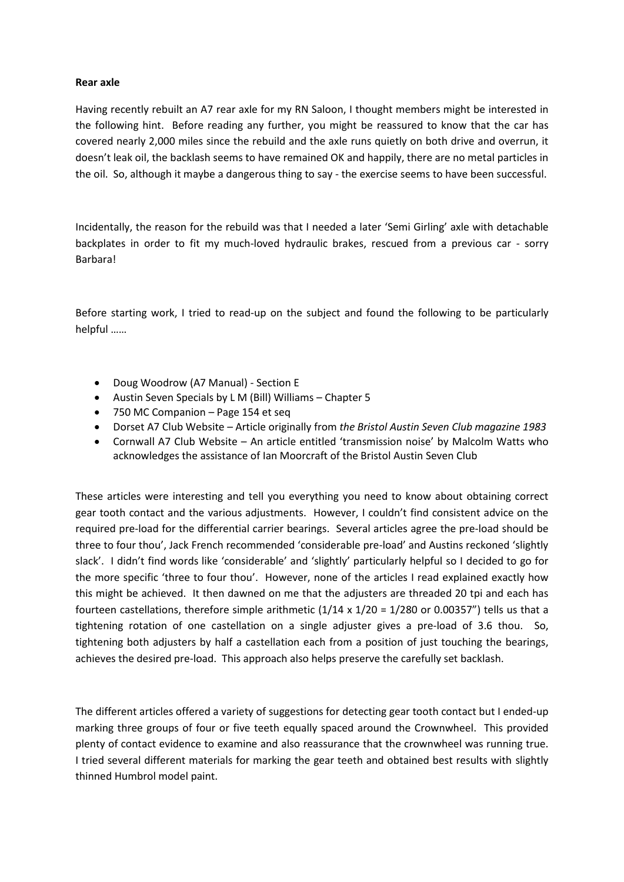**Rear axle**

Having recently rebuilt an A7 rear axle for my RN Saloon, I thought members might be interested in the following hint. Before reading any further, you might be reassured to know that the car has covered nearly 2,000 miles since the rebuild and the axle runs quietly on both drive and overrun, it doesn't leak oil, the backlash seems to have remained OK and happily, there are no metal particles in the oil. So, although it maybe a dangerous thing to say - the exercise seems to have been successful.

Incidentally, the reason for the rebuild was that I needed a later 'Semi Girling' axle with detachable backplates in order to fit my much-loved hydraulic brakes, rescued from a previous car - sorry Barbara!

Before starting work, I tried to read-up on the subject and found the following to be particularly helpful ……

- Doug Woodrow (A7 Manual) - Section E
- Austin Seven Specials by L M (Bill) Williams – Chapter 5
- 750 MC Companion – Page 154 et seq
- Dorset A7 Club Website – Article originally from *the Bristol Austin Seven Club magazine 1983*
- Cornwall A7 Club Website – An article entitled 'transmission noise' by Malcolm Watts who acknowledges the assistance of Ian Moorcraft of the Bristol Austin Seven Club

These articles were interesting and tell you everything you need to know about obtaining correct gear tooth contact and the various adjustments. However, I couldn't find consistent advice on the required pre-load for the differential carrier bearings. Several articles agree the pre-load should be three to four thou', Jack French recommended 'considerable pre-load' and Austins reckoned 'slightly slack'. I didn't find words like 'considerable' and 'slightly' particularly helpful so I decided to go for the more specific 'three to four thou'. However, none of the articles I read explained exactly how this might be achieved. It then dawned on me that the adjusters are threaded 20 tpi and each has fourteen castellations, therefore simple arithmetic ($1/14 \times 1/20 = 1/280$ or 0.00357") tells us that a tightening rotation of one castellation on a single adjuster gives a pre-load of 3.6 thou. So, tightening both adjusters by half a castellation each from a position of just touching the bearings, achieves the desired pre-load. This approach also helps preserve the carefully set backlash.

The different articles offered a variety of suggestions for detecting gear tooth contact but I ended-up marking three groups of four or five teeth equally spaced around the Crownwheel. This provided plenty of contact evidence to examine and also reassurance that the crownwheel was running true. I tried several different materials for marking the gear teeth and obtained best results with slightly thinned Humbrol model paint.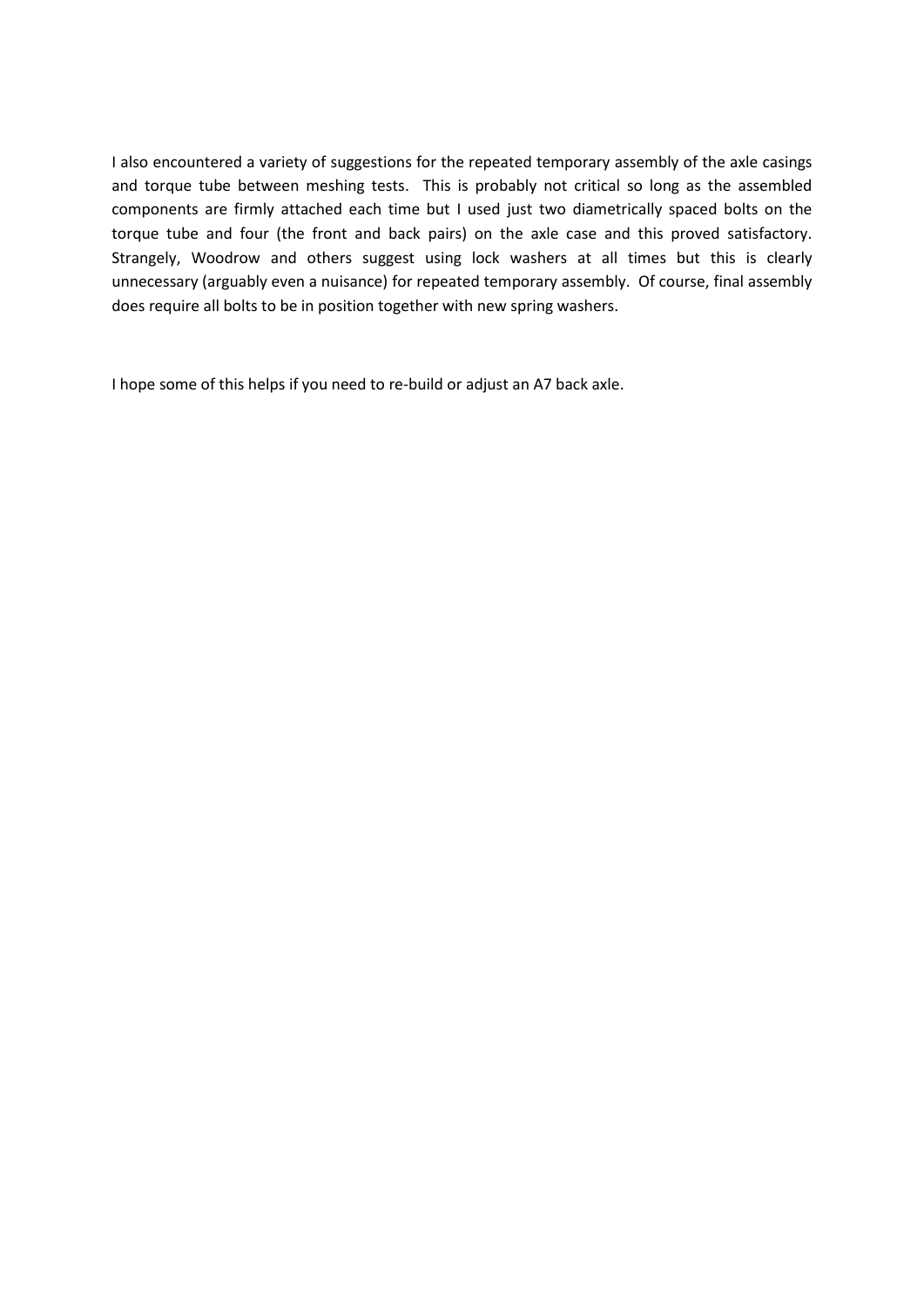I also encountered a variety of suggestions for the repeated temporary assembly of the axle casings and torque tube between meshing tests. This is probably not critical so long as the assembled components are firmly attached each time but I used just two diametrically spaced bolts on the torque tube and four (the front and back pairs) on the axle case and this proved satisfactory. Strangely, Woodrow and others suggest using lock washers at all times but this is clearly unnecessary (arguably even a nuisance) for repeated temporary assembly. Of course, final assembly does require all bolts to be in position together with new spring washers.

I hope some of this helps if you need to re-build or adjust an A7 back axle.